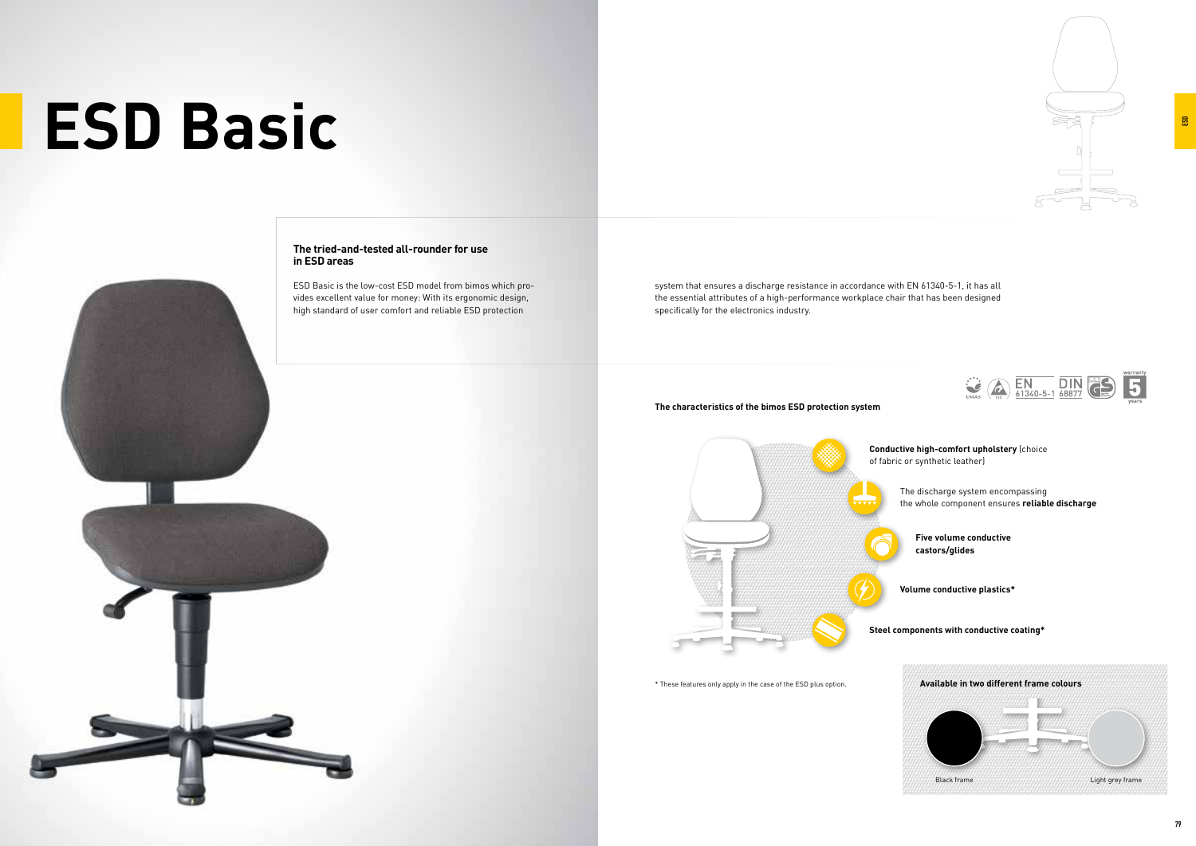# ESD Basic

### The tried-and-tested all-rounder for use in ESD areas

ESD Basic is the low-cost ESD model from bimos which provides excellent value for money: With its ergonomic design, high standard of user comfort and reliable ESD protection system that ensures a discharge resistance in accordance with EN 61340-5-1, it has all the essential attributes of a high-performance workplace chair that has been designed specifically for the electronics industry.

EN 61340-5-1 DIN 68877 warranty 5 years

**The characteristics of the bimos ESD protection system**

- **Conductive high-comfort upholstery** (choice of fabric or synthetic leather)
- The discharge system encompassing the whole component ensures **reliable discharge**
- **Five volume conductive castors/glides**
- **Volume conductive plastics***
- **Steel components with conductive coating***

* These features only apply in the case of the ESD plus option.

**Available in two different frame colours**

Black frame

Light grey frame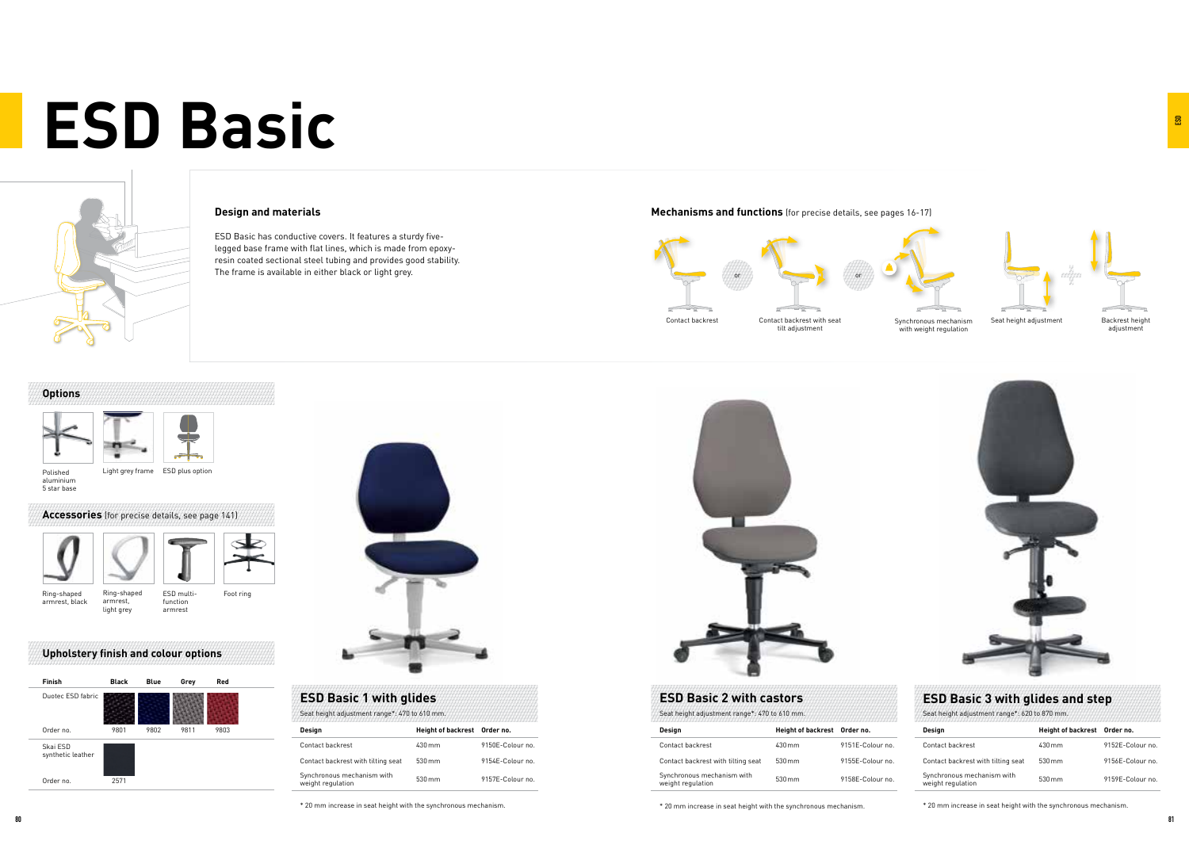# ESD Basic

### Design and materials

ESD Basic has conductive covers. It features a sturdy five-legged base frame with flat lines, which is made from epoxy-resin coated sectional steel tubing and provides good stability. The frame is available in either black or light grey.

### Mechanisms and functions (for precise details, see pages 16-17)

Contact backrest

or

Contact backrest with seat tilt adjustment

or

Synchronous mechanism with weight regulation

Seat height adjustment

Backrest height adjustment

### Options

Polished aluminium 5 star base

Light grey frame

ESD plus option

### Accessories (for precise details, see page 141)

Ring-shaped armrest, black

Ring-shaped armrest, light grey

ESD multi-function armrest

Foot ring

### Upholstery finish and colour options

| Finish | Black | Blue | Grey | Red |
|---|---|---|---|---|
| Duotec ESD fabric | | | | |
| Order no. | 9801 | 9802 | 9811 | 9803 |
| Skai ESD synthetic leather | | | | |
| Order no. | 2571 | | | |

### ESD Basic 1 with glides

Seat height adjustment range*: 470 to 610 mm.

| Design | Height of backrest | Order no. |
|---|---|---|
| Contact backrest | 430 mm | 9150E-Colour no. |
| Contact backrest with tilting seat | 530 mm | 9154E-Colour no. |
| Synchronous mechanism with weight regulation | 530 mm | 9157E-Colour no. |

* 20 mm increase in seat height with the synchronous mechanism.

### ESD Basic 2 with castors

Seat height adjustment range*: 470 to 610 mm.

| Design | Height of backrest | Order no. |
|---|---|---|
| Contact backrest | 430 mm | 9151E-Colour no. |
| Contact backrest with tilting seat | 530 mm | 9155E-Colour no. |
| Synchronous mechanism with weight regulation | 530 mm | 9158E-Colour no. |

* 20 mm increase in seat height with the synchronous mechanism.

### ESD Basic 3 with glides and step

Seat height adjustment range*: 620 to 870 mm.

| Design | Height of backrest | Order no. |
|---|---|---|
| Contact backrest | 430 mm | 9152E-Colour no. |
| Contact backrest with tilting seat | 530 mm | 9156E-Colour no. |
| Synchronous mechanism with weight regulation | 530 mm | 9159E-Colour no. |

* 20 mm increase in seat height with the synchronous mechanism.